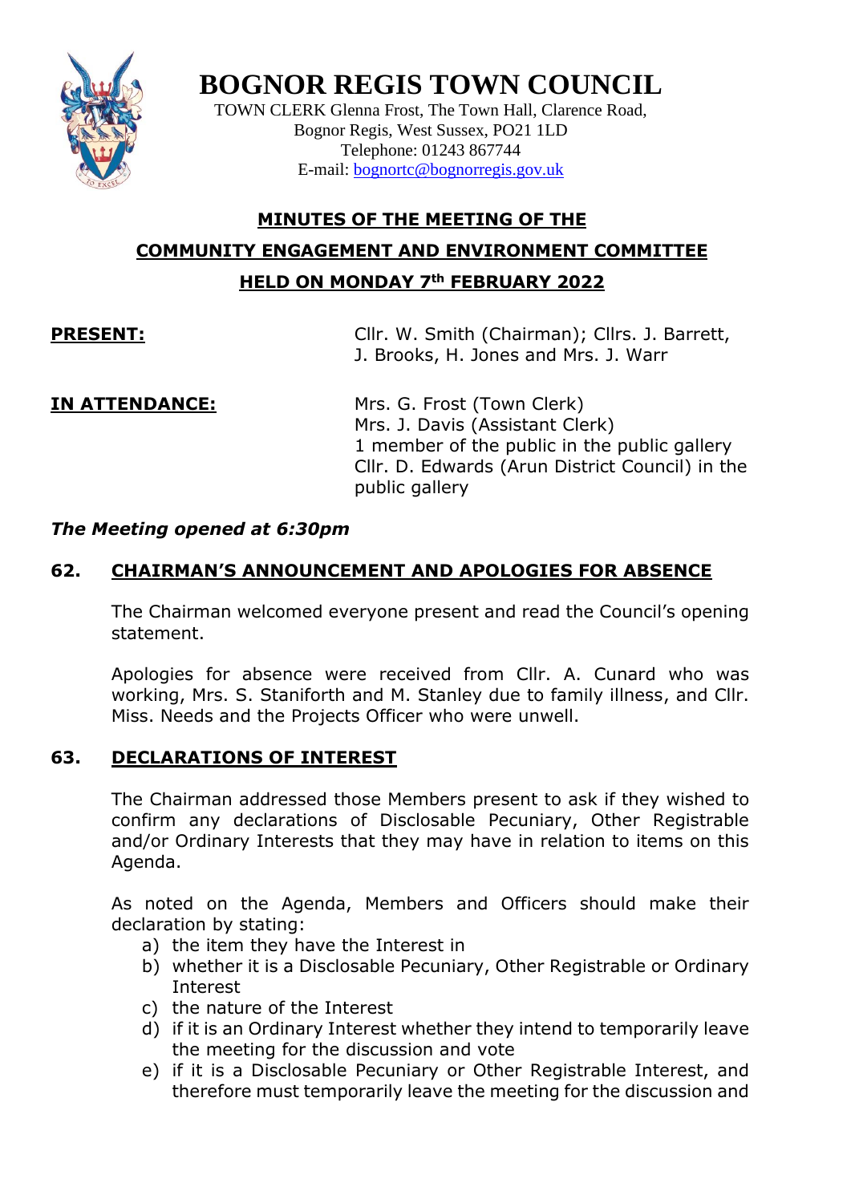# BOGNOR REGIS TOWN COUNCIL

TOWN CLERK Glenna Frost, The Town Hall, Clarence Road,
Bognor Regis, West Sussex, PO21 1LD
Telephone: 01243 867744
E-mail: bognortc@bognorregis.gov.uk

## MINUTES OF THE MEETING OF THE COMMUNITY ENGAGEMENT AND ENVIRONMENT COMMITTEE HELD ON MONDAY 7th FEBRUARY 2022

**PRESENT:** Cllr. W. Smith (Chairman); Cllrs. J. Barrett, J. Brooks, H. Jones and Mrs. J. Warr

**IN ATTENDANCE:** Mrs. G. Frost (Town Clerk)
Mrs. J. Davis (Assistant Clerk)
1 member of the public in the public gallery
Cllr. D. Edwards (Arun District Council) in the public gallery

***The Meeting opened at 6:30pm***

### 62. CHAIRMAN'S ANNOUNCEMENT AND APOLOGIES FOR ABSENCE

The Chairman welcomed everyone present and read the Council's opening statement.

Apologies for absence were received from Cllr. A. Cunard who was working, Mrs. S. Staniforth and M. Stanley due to family illness, and Cllr. Miss. Needs and the Projects Officer who were unwell.

### 63. DECLARATIONS OF INTEREST

The Chairman addressed those Members present to ask if they wished to confirm any declarations of Disclosable Pecuniary, Other Registrable and/or Ordinary Interests that they may have in relation to items on this Agenda.

As noted on the Agenda, Members and Officers should make their declaration by stating:

a) the item they have the Interest in
b) whether it is a Disclosable Pecuniary, Other Registrable or Ordinary Interest
c) the nature of the Interest
d) if it is an Ordinary Interest whether they intend to temporarily leave the meeting for the discussion and vote
e) if it is a Disclosable Pecuniary or Other Registrable Interest, and therefore must temporarily leave the meeting for the discussion and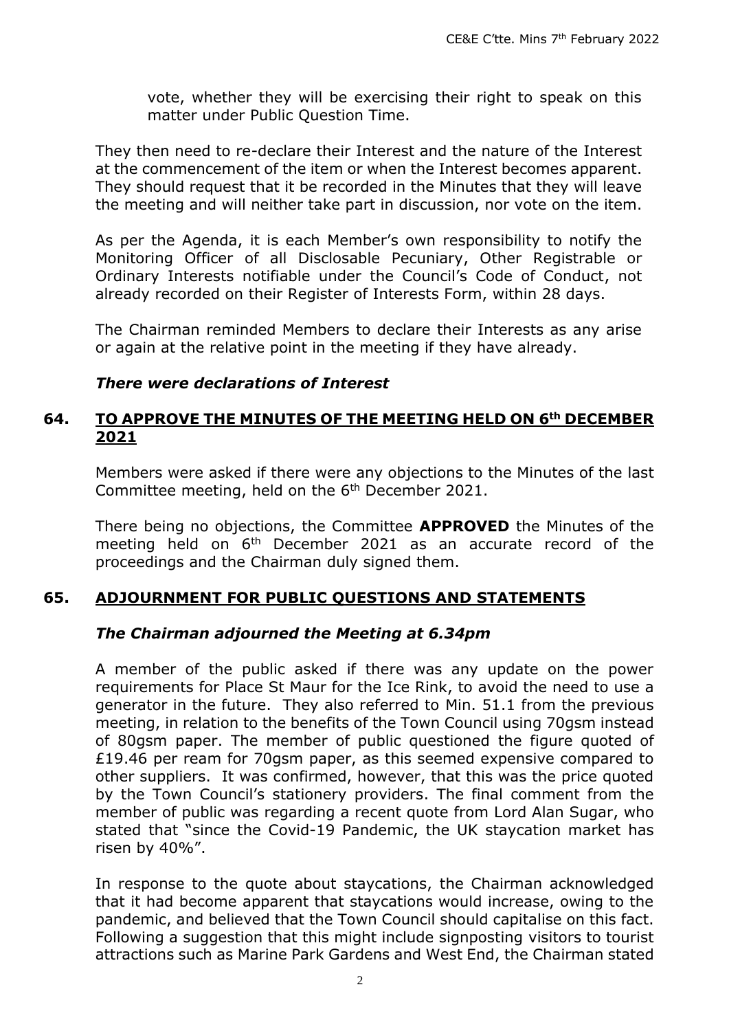vote, whether they will be exercising their right to speak on this matter under Public Question Time.

They then need to re-declare their Interest and the nature of the Interest at the commencement of the item or when the Interest becomes apparent. They should request that it be recorded in the Minutes that they will leave the meeting and will neither take part in discussion, nor vote on the item.

As per the Agenda, it is each Member's own responsibility to notify the Monitoring Officer of all Disclosable Pecuniary, Other Registrable or Ordinary Interests notifiable under the Council's Code of Conduct, not already recorded on their Register of Interests Form, within 28 days.

The Chairman reminded Members to declare their Interests as any arise or again at the relative point in the meeting if they have already.

***There were declarations of Interest***

## 64. TO APPROVE THE MINUTES OF THE MEETING HELD ON 6th DECEMBER 2021

Members were asked if there were any objections to the Minutes of the last Committee meeting, held on the 6th December 2021.

There being no objections, the Committee **APPROVED** the Minutes of the meeting held on 6th December 2021 as an accurate record of the proceedings and the Chairman duly signed them.

## 65. ADJOURNMENT FOR PUBLIC QUESTIONS AND STATEMENTS

***The Chairman adjourned the Meeting at 6.34pm***

A member of the public asked if there was any update on the power requirements for Place St Maur for the Ice Rink, to avoid the need to use a generator in the future. They also referred to Min. 51.1 from the previous meeting, in relation to the benefits of the Town Council using 70gsm instead of 80gsm paper. The member of public questioned the figure quoted of £19.46 per ream for 70gsm paper, as this seemed expensive compared to other suppliers. It was confirmed, however, that this was the price quoted by the Town Council's stationery providers. The final comment from the member of public was regarding a recent quote from Lord Alan Sugar, who stated that "since the Covid-19 Pandemic, the UK staycation market has risen by 40%".

In response to the quote about staycations, the Chairman acknowledged that it had become apparent that staycations would increase, owing to the pandemic, and believed that the Town Council should capitalise on this fact. Following a suggestion that this might include signposting visitors to tourist attractions such as Marine Park Gardens and West End, the Chairman stated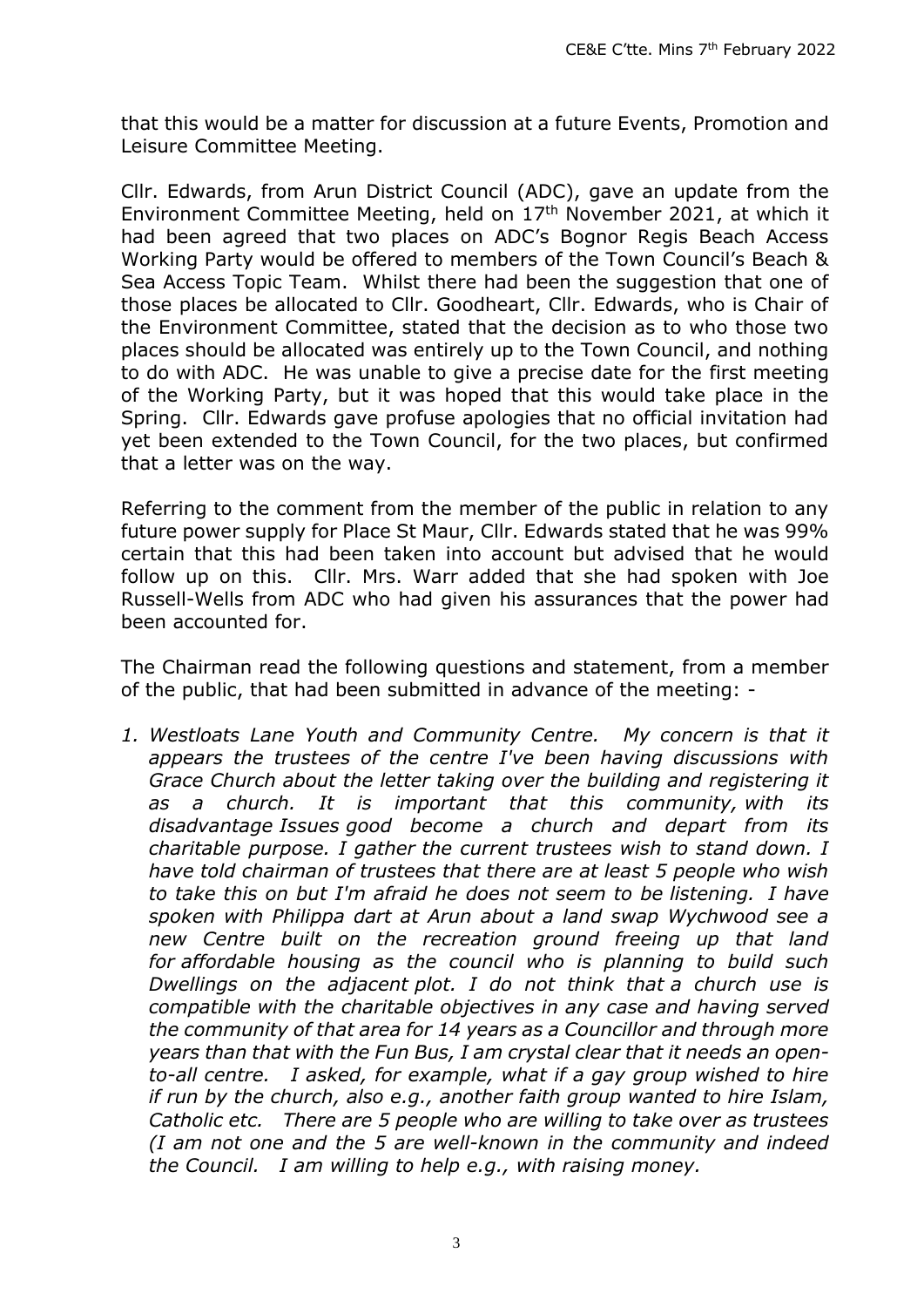that this would be a matter for discussion at a future Events, Promotion and Leisure Committee Meeting.

Cllr. Edwards, from Arun District Council (ADC), gave an update from the Environment Committee Meeting, held on 17th November 2021, at which it had been agreed that two places on ADC's Bognor Regis Beach Access Working Party would be offered to members of the Town Council's Beach & Sea Access Topic Team. Whilst there had been the suggestion that one of those places be allocated to Cllr. Goodheart, Cllr. Edwards, who is Chair of the Environment Committee, stated that the decision as to who those two places should be allocated was entirely up to the Town Council, and nothing to do with ADC. He was unable to give a precise date for the first meeting of the Working Party, but it was hoped that this would take place in the Spring. Cllr. Edwards gave profuse apologies that no official invitation had yet been extended to the Town Council, for the two places, but confirmed that a letter was on the way.

Referring to the comment from the member of the public in relation to any future power supply for Place St Maur, Cllr. Edwards stated that he was 99% certain that this had been taken into account but advised that he would follow up on this. Cllr. Mrs. Warr added that she had spoken with Joe Russell-Wells from ADC who had given his assurances that the power had been accounted for.

The Chairman read the following questions and statement, from a member of the public, that had been submitted in advance of the meeting: -

1. *Westloats Lane Youth and Community Centre. My concern is that it appears the trustees of the centre I've been having discussions with Grace Church about the letter taking over the building and registering it as a church. It is important that this community, with its disadvantage Issues good become a church and depart from its charitable purpose. I gather the current trustees wish to stand down. I have told chairman of trustees that there are at least 5 people who wish to take this on but I'm afraid he does not seem to be listening. I have spoken with Philippa dart at Arun about a land swap Wychwood see a new Centre built on the recreation ground freeing up that land for affordable housing as the council who is planning to build such Dwellings on the adjacent plot. I do not think that a church use is compatible with the charitable objectives in any case and having served the community of that area for 14 years as a Councillor and through more years than that with the Fun Bus, I am crystal clear that it needs an open-to-all centre. I asked, for example, what if a gay group wished to hire if run by the church, also e.g., another faith group wanted to hire Islam, Catholic etc. There are 5 people who are willing to take over as trustees (I am not one and the 5 are well-known in the community and indeed the Council. I am willing to help e.g., with raising money.*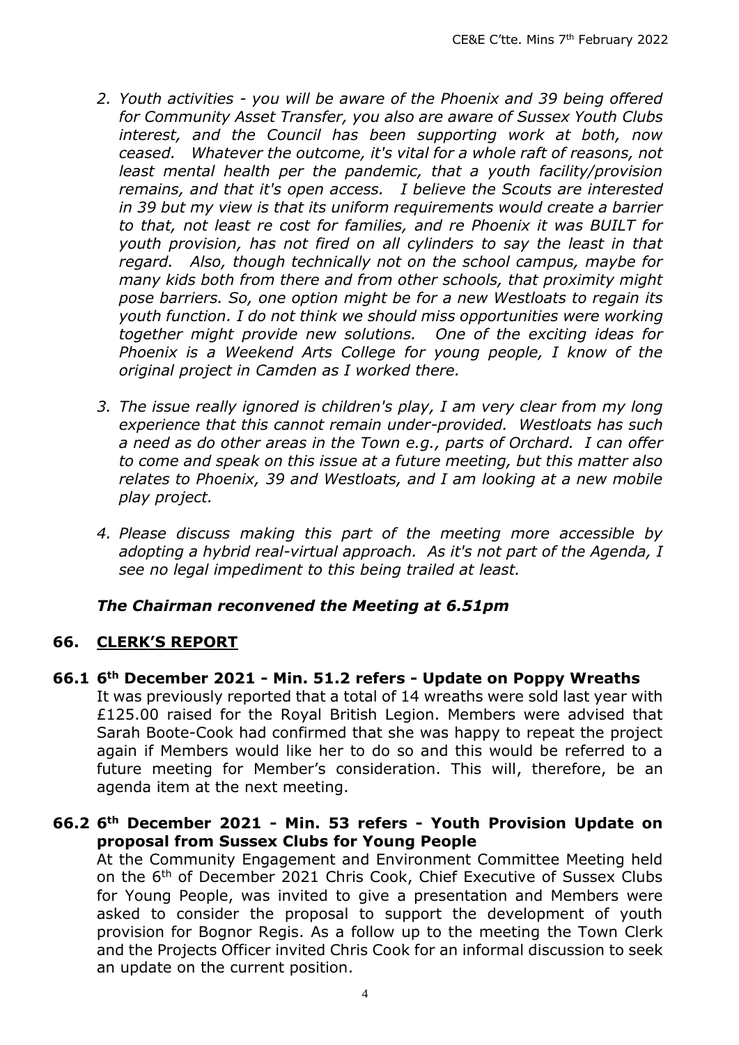2. *Youth activities - you will be aware of the Phoenix and 39 being offered for Community Asset Transfer, you also are aware of Sussex Youth Clubs interest, and the Council has been supporting work at both, now ceased. Whatever the outcome, it's vital for a whole raft of reasons, not least mental health per the pandemic, that a youth facility/provision remains, and that it's open access. I believe the Scouts are interested in 39 but my view is that its uniform requirements would create a barrier to that, not least re cost for families, and re Phoenix it was BUILT for youth provision, has not fired on all cylinders to say the least in that regard. Also, though technically not on the school campus, maybe for many kids both from there and from other schools, that proximity might pose barriers. So, one option might be for a new Westloats to regain its youth function. I do not think we should miss opportunities were working together might provide new solutions. One of the exciting ideas for Phoenix is a Weekend Arts College for young people, I know of the original project in Camden as I worked there.*

3. *The issue really ignored is children's play, I am very clear from my long experience that this cannot remain under-provided. Westloats has such a need as do other areas in the Town e.g., parts of Orchard. I can offer to come and speak on this issue at a future meeting, but this matter also relates to Phoenix, 39 and Westloats, and I am looking at a new mobile play project.*

4. *Please discuss making this part of the meeting more accessible by adopting a hybrid real-virtual approach. As it's not part of the Agenda, I see no legal impediment to this being trailed at least.*

***The Chairman reconvened the Meeting at 6.51pm***

## 66. CLERK'S REPORT

### 66.1 6th December 2021 - Min. 51.2 refers - Update on Poppy Wreaths

It was previously reported that a total of 14 wreaths were sold last year with £125.00 raised for the Royal British Legion. Members were advised that Sarah Boote-Cook had confirmed that she was happy to repeat the project again if Members would like her to do so and this would be referred to a future meeting for Member's consideration. This will, therefore, be an agenda item at the next meeting.

### 66.2 6th December 2021 - Min. 53 refers - Youth Provision Update on proposal from Sussex Clubs for Young People

At the Community Engagement and Environment Committee Meeting held on the 6th of December 2021 Chris Cook, Chief Executive of Sussex Clubs for Young People, was invited to give a presentation and Members were asked to consider the proposal to support the development of youth provision for Bognor Regis. As a follow up to the meeting the Town Clerk and the Projects Officer invited Chris Cook for an informal discussion to seek an update on the current position.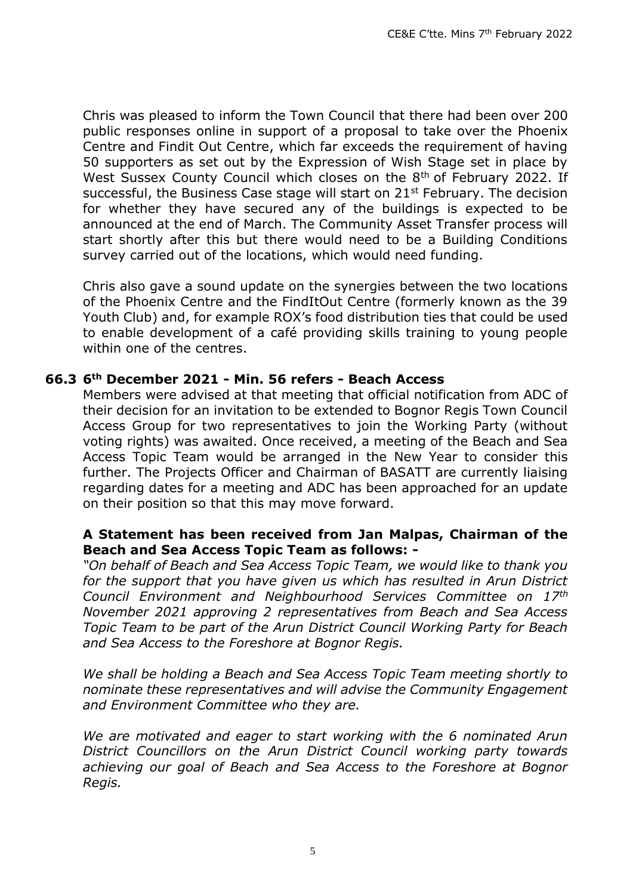Chris was pleased to inform the Town Council that there had been over 200 public responses online in support of a proposal to take over the Phoenix Centre and Findit Out Centre, which far exceeds the requirement of having 50 supporters as set out by the Expression of Wish Stage set in place by West Sussex County Council which closes on the 8th of February 2022. If successful, the Business Case stage will start on 21st February. The decision for whether they have secured any of the buildings is expected to be announced at the end of March. The Community Asset Transfer process will start shortly after this but there would need to be a Building Conditions survey carried out of the locations, which would need funding.

Chris also gave a sound update on the synergies between the two locations of the Phoenix Centre and the FindItOut Centre (formerly known as the 39 Youth Club) and, for example ROX's food distribution ties that could be used to enable development of a café providing skills training to young people within one of the centres.

### 66.3 6th December 2021 - Min. 56 refers - Beach Access

Members were advised at that meeting that official notification from ADC of their decision for an invitation to be extended to Bognor Regis Town Council Access Group for two representatives to join the Working Party (without voting rights) was awaited. Once received, a meeting of the Beach and Sea Access Topic Team would be arranged in the New Year to consider this further. The Projects Officer and Chairman of BASATT are currently liaising regarding dates for a meeting and ADC has been approached for an update on their position so that this may move forward.

**A Statement has been received from Jan Malpas, Chairman of the Beach and Sea Access Topic Team as follows: -**

*"On behalf of Beach and Sea Access Topic Team, we would like to thank you for the support that you have given us which has resulted in Arun District Council Environment and Neighbourhood Services Committee on 17th November 2021 approving 2 representatives from Beach and Sea Access Topic Team to be part of the Arun District Council Working Party for Beach and Sea Access to the Foreshore at Bognor Regis.*

*We shall be holding a Beach and Sea Access Topic Team meeting shortly to nominate these representatives and will advise the Community Engagement and Environment Committee who they are.*

*We are motivated and eager to start working with the 6 nominated Arun District Councillors on the Arun District Council working party towards achieving our goal of Beach and Sea Access to the Foreshore at Bognor Regis.*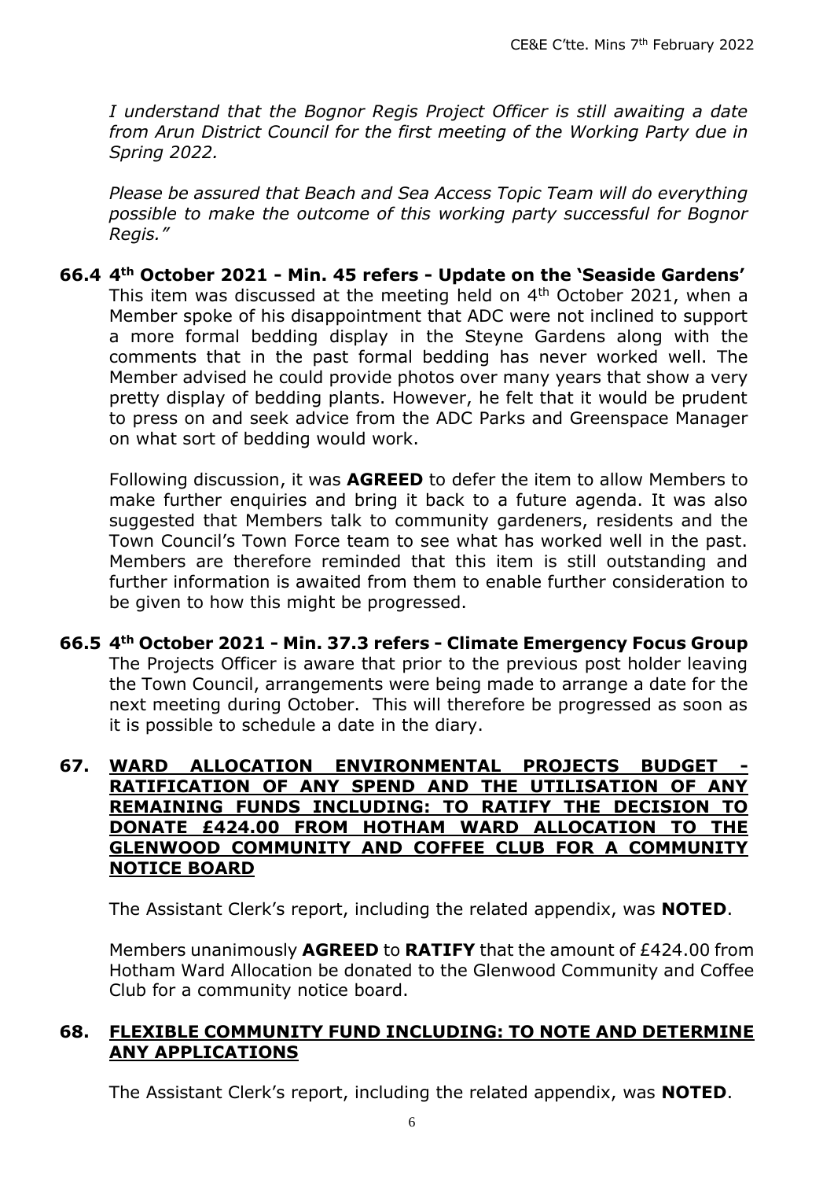*I understand that the Bognor Regis Project Officer is still awaiting a date from Arun District Council for the first meeting of the Working Party due in Spring 2022.*

*Please be assured that Beach and Sea Access Topic Team will do everything possible to make the outcome of this working party successful for Bognor Regis."*

**66.4 4th October 2021 - Min. 45 refers - Update on the 'Seaside Gardens'**

This item was discussed at the meeting held on 4th October 2021, when a Member spoke of his disappointment that ADC were not inclined to support a more formal bedding display in the Steyne Gardens along with the comments that in the past formal bedding has never worked well. The Member advised he could provide photos over many years that show a very pretty display of bedding plants. However, he felt that it would be prudent to press on and seek advice from the ADC Parks and Greenspace Manager on what sort of bedding would work.

Following discussion, it was **AGREED** to defer the item to allow Members to make further enquiries and bring it back to a future agenda. It was also suggested that Members talk to community gardeners, residents and the Town Council's Town Force team to see what has worked well in the past. Members are therefore reminded that this item is still outstanding and further information is awaited from them to enable further consideration to be given to how this might be progressed.

**66.5 4th October 2021 - Min. 37.3 refers - Climate Emergency Focus Group**

The Projects Officer is aware that prior to the previous post holder leaving the Town Council, arrangements were being made to arrange a date for the next meeting during October. This will therefore be progressed as soon as it is possible to schedule a date in the diary.

## 67. WARD ALLOCATION ENVIRONMENTAL PROJECTS BUDGET - RATIFICATION OF ANY SPEND AND THE UTILISATION OF ANY REMAINING FUNDS INCLUDING: TO RATIFY THE DECISION TO DONATE £424.00 FROM HOTHAM WARD ALLOCATION TO THE GLENWOOD COMMUNITY AND COFFEE CLUB FOR A COMMUNITY NOTICE BOARD

The Assistant Clerk's report, including the related appendix, was **NOTED**.

Members unanimously **AGREED** to **RATIFY** that the amount of £424.00 from Hotham Ward Allocation be donated to the Glenwood Community and Coffee Club for a community notice board.

## 68. FLEXIBLE COMMUNITY FUND INCLUDING: TO NOTE AND DETERMINE ANY APPLICATIONS

The Assistant Clerk's report, including the related appendix, was **NOTED**.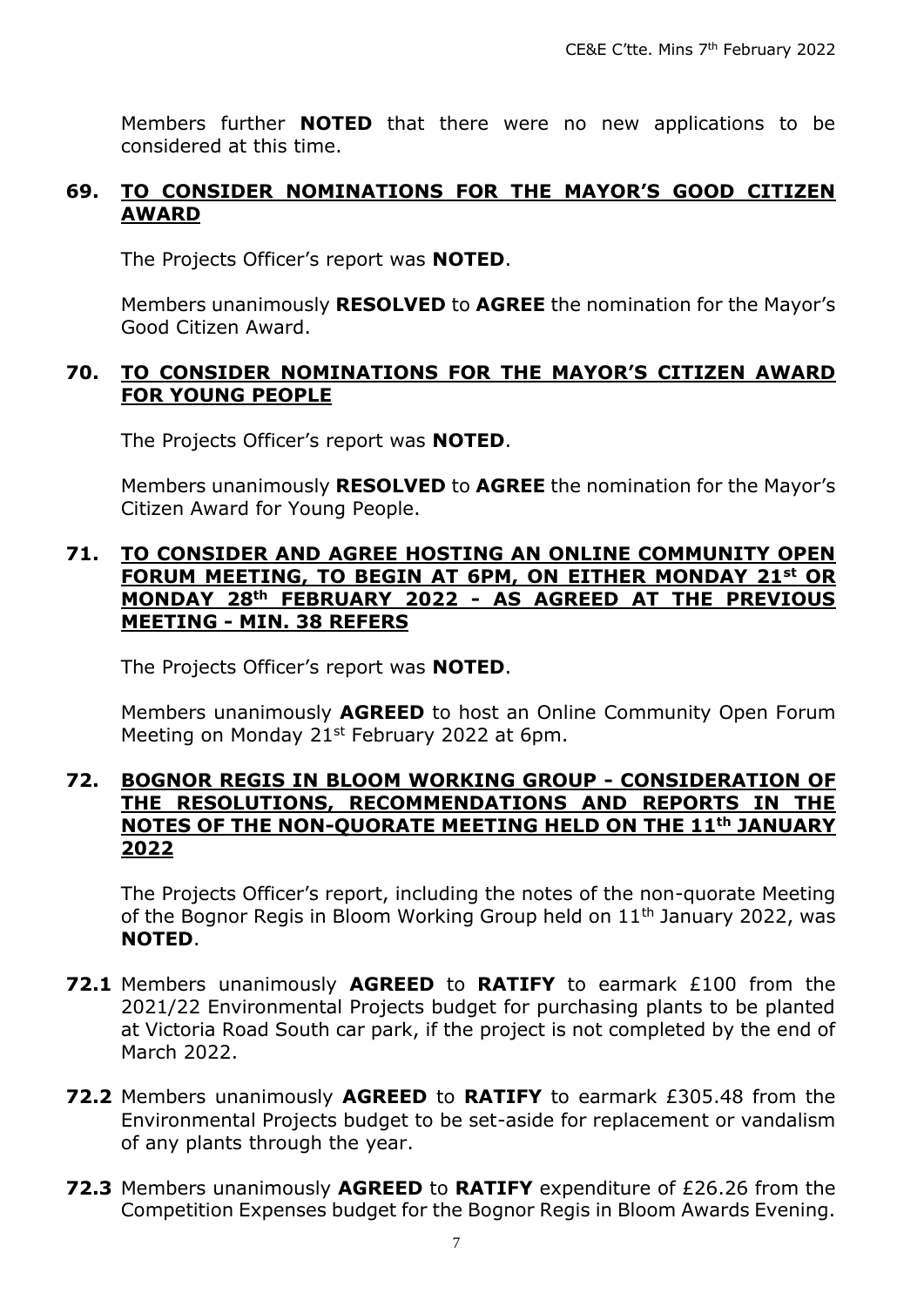Members further **NOTED** that there were no new applications to be considered at this time.

## 69. TO CONSIDER NOMINATIONS FOR THE MAYOR'S GOOD CITIZEN AWARD

The Projects Officer's report was **NOTED**.

Members unanimously **RESOLVED** to **AGREE** the nomination for the Mayor's Good Citizen Award.

## 70. TO CONSIDER NOMINATIONS FOR THE MAYOR'S CITIZEN AWARD FOR YOUNG PEOPLE

The Projects Officer's report was **NOTED**.

Members unanimously **RESOLVED** to **AGREE** the nomination for the Mayor's Citizen Award for Young People.

## 71. TO CONSIDER AND AGREE HOSTING AN ONLINE COMMUNITY OPEN FORUM MEETING, TO BEGIN AT 6PM, ON EITHER MONDAY 21st OR MONDAY 28th FEBRUARY 2022 - AS AGREED AT THE PREVIOUS MEETING - MIN. 38 REFERS

The Projects Officer's report was **NOTED**.

Members unanimously **AGREED** to host an Online Community Open Forum Meeting on Monday 21st February 2022 at 6pm.

## 72. BOGNOR REGIS IN BLOOM WORKING GROUP - CONSIDERATION OF THE RESOLUTIONS, RECOMMENDATIONS AND REPORTS IN THE NOTES OF THE NON-QUORATE MEETING HELD ON THE 11th JANUARY 2022

The Projects Officer's report, including the notes of the non-quorate Meeting of the Bognor Regis in Bloom Working Group held on 11th January 2022, was **NOTED**.

**72.1** Members unanimously **AGREED** to **RATIFY** to earmark £100 from the 2021/22 Environmental Projects budget for purchasing plants to be planted at Victoria Road South car park, if the project is not completed by the end of March 2022.

**72.2** Members unanimously **AGREED** to **RATIFY** to earmark £305.48 from the Environmental Projects budget to be set-aside for replacement or vandalism of any plants through the year.

**72.3** Members unanimously **AGREED** to **RATIFY** expenditure of £26.26 from the Competition Expenses budget for the Bognor Regis in Bloom Awards Evening.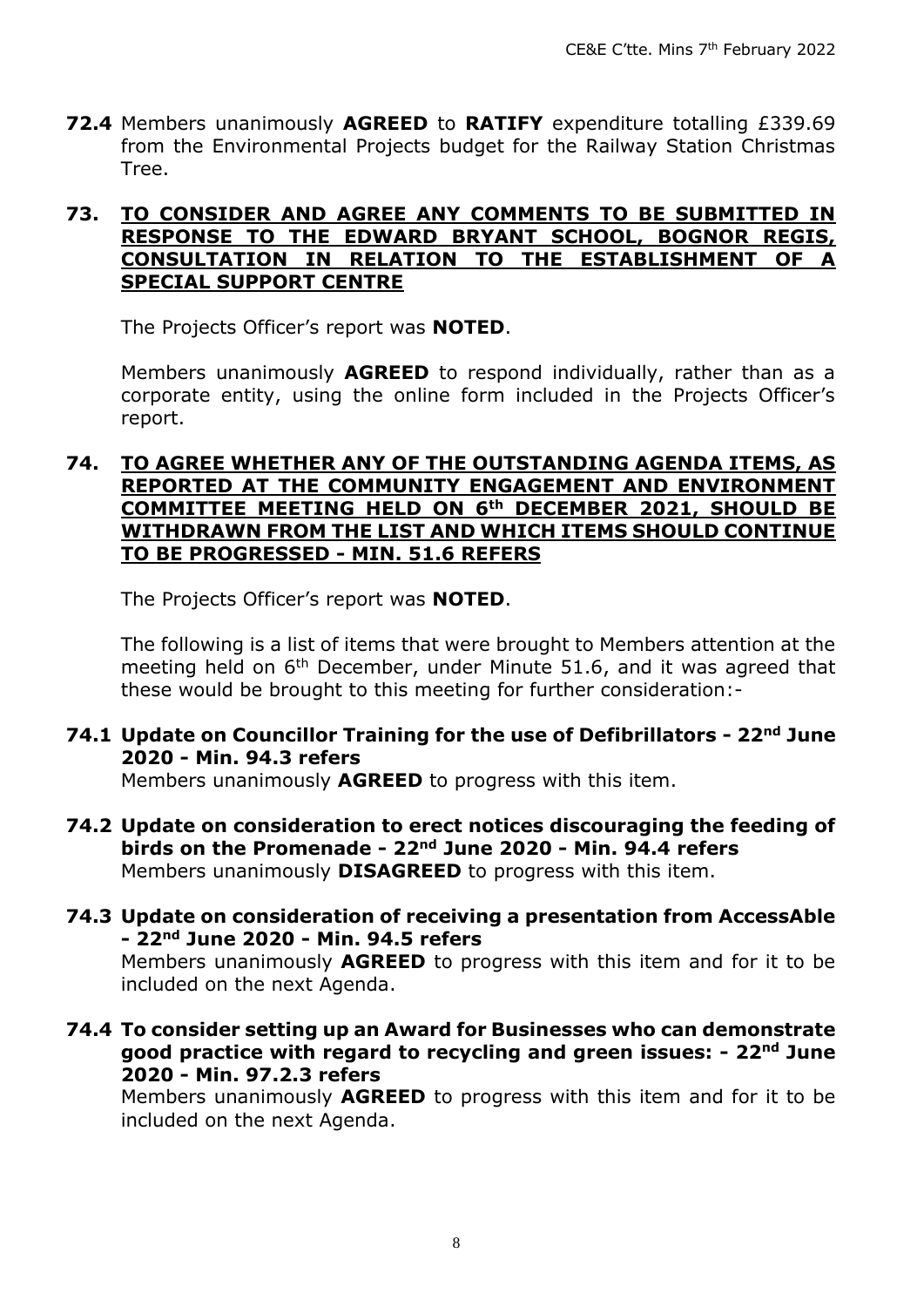**72.4** Members unanimously **AGREED** to **RATIFY** expenditure totalling £339.69 from the Environmental Projects budget for the Railway Station Christmas Tree.

## 73. TO CONSIDER AND AGREE ANY COMMENTS TO BE SUBMITTED IN RESPONSE TO THE EDWARD BRYANT SCHOOL, BOGNOR REGIS, CONSULTATION IN RELATION TO THE ESTABLISHMENT OF A SPECIAL SUPPORT CENTRE

The Projects Officer's report was **NOTED**.

Members unanimously **AGREED** to respond individually, rather than as a corporate entity, using the online form included in the Projects Officer's report.

## 74. TO AGREE WHETHER ANY OF THE OUTSTANDING AGENDA ITEMS, AS REPORTED AT THE COMMUNITY ENGAGEMENT AND ENVIRONMENT COMMITTEE MEETING HELD ON 6th DECEMBER 2021, SHOULD BE WITHDRAWN FROM THE LIST AND WHICH ITEMS SHOULD CONTINUE TO BE PROGRESSED - MIN. 51.6 REFERS

The Projects Officer's report was **NOTED**.

The following is a list of items that were brought to Members attention at the meeting held on 6th December, under Minute 51.6, and it was agreed that these would be brought to this meeting for further consideration:-

**74.1 Update on Councillor Training for the use of Defibrillators - 22nd June 2020 - Min. 94.3 refers**
Members unanimously **AGREED** to progress with this item.

**74.2 Update on consideration to erect notices discouraging the feeding of birds on the Promenade - 22nd June 2020 - Min. 94.4 refers**
Members unanimously **DISAGREED** to progress with this item.

**74.3 Update on consideration of receiving a presentation from AccessAble - 22nd June 2020 - Min. 94.5 refers**
Members unanimously **AGREED** to progress with this item and for it to be included on the next Agenda.

**74.4 To consider setting up an Award for Businesses who can demonstrate good practice with regard to recycling and green issues: - 22nd June 2020 - Min. 97.2.3 refers**
Members unanimously **AGREED** to progress with this item and for it to be included on the next Agenda.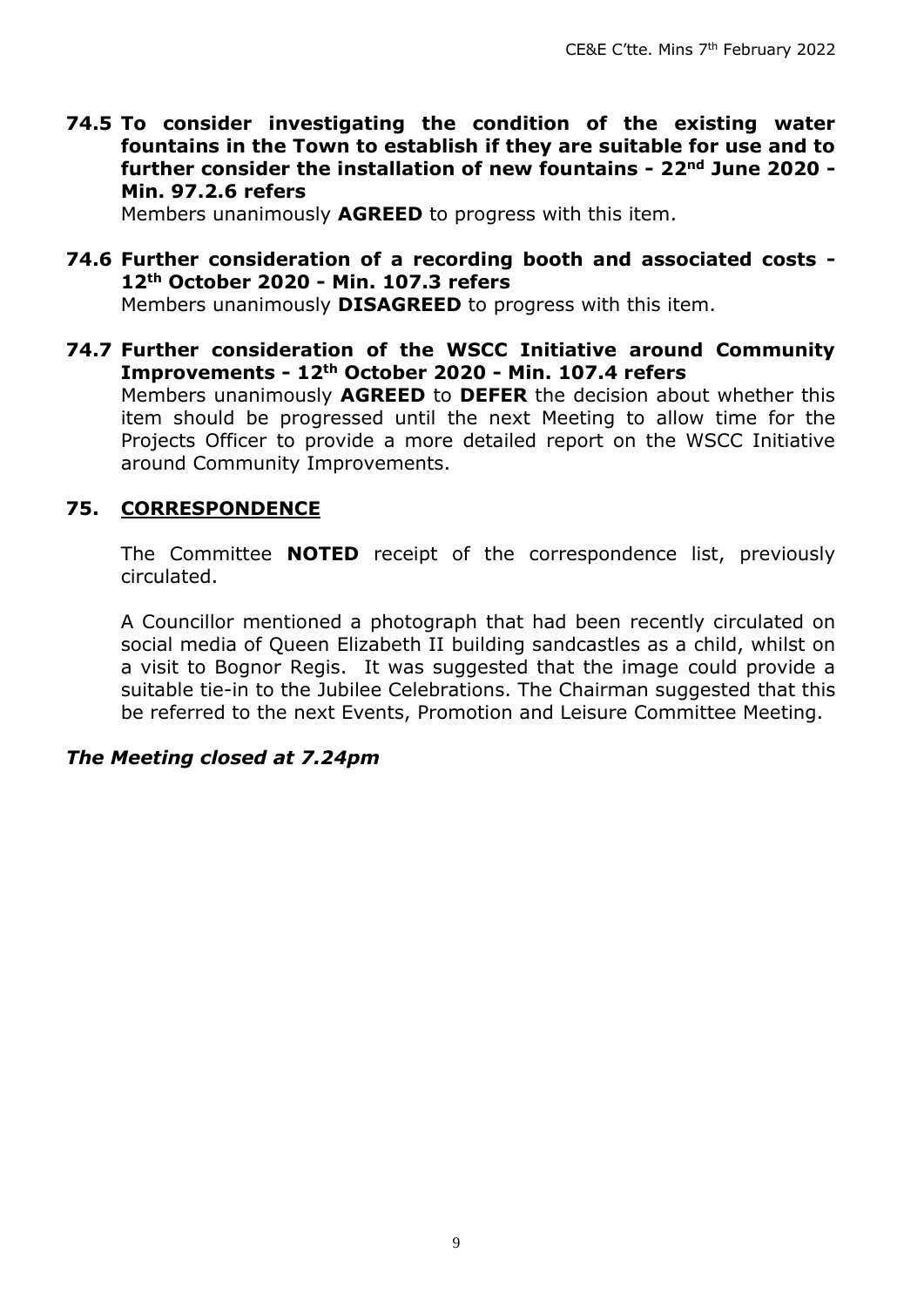**74.5 To consider investigating the condition of the existing water fountains in the Town to establish if they are suitable for use and to further consider the installation of new fountains - 22nd June 2020 - Min. 97.2.6 refers**

Members unanimously **AGREED** to progress with this item.

**74.6 Further consideration of a recording booth and associated costs - 12th October 2020 - Min. 107.3 refers**

Members unanimously **DISAGREED** to progress with this item.

**74.7 Further consideration of the WSCC Initiative around Community Improvements - 12th October 2020 - Min. 107.4 refers**

Members unanimously **AGREED** to **DEFER** the decision about whether this item should be progressed until the next Meeting to allow time for the Projects Officer to provide a more detailed report on the WSCC Initiative around Community Improvements.

## 75. CORRESPONDENCE

The Committee **NOTED** receipt of the correspondence list, previously circulated.

A Councillor mentioned a photograph that had been recently circulated on social media of Queen Elizabeth II building sandcastles as a child, whilst on a visit to Bognor Regis. It was suggested that the image could provide a suitable tie-in to the Jubilee Celebrations. The Chairman suggested that this be referred to the next Events, Promotion and Leisure Committee Meeting.

***The Meeting closed at 7.24pm***